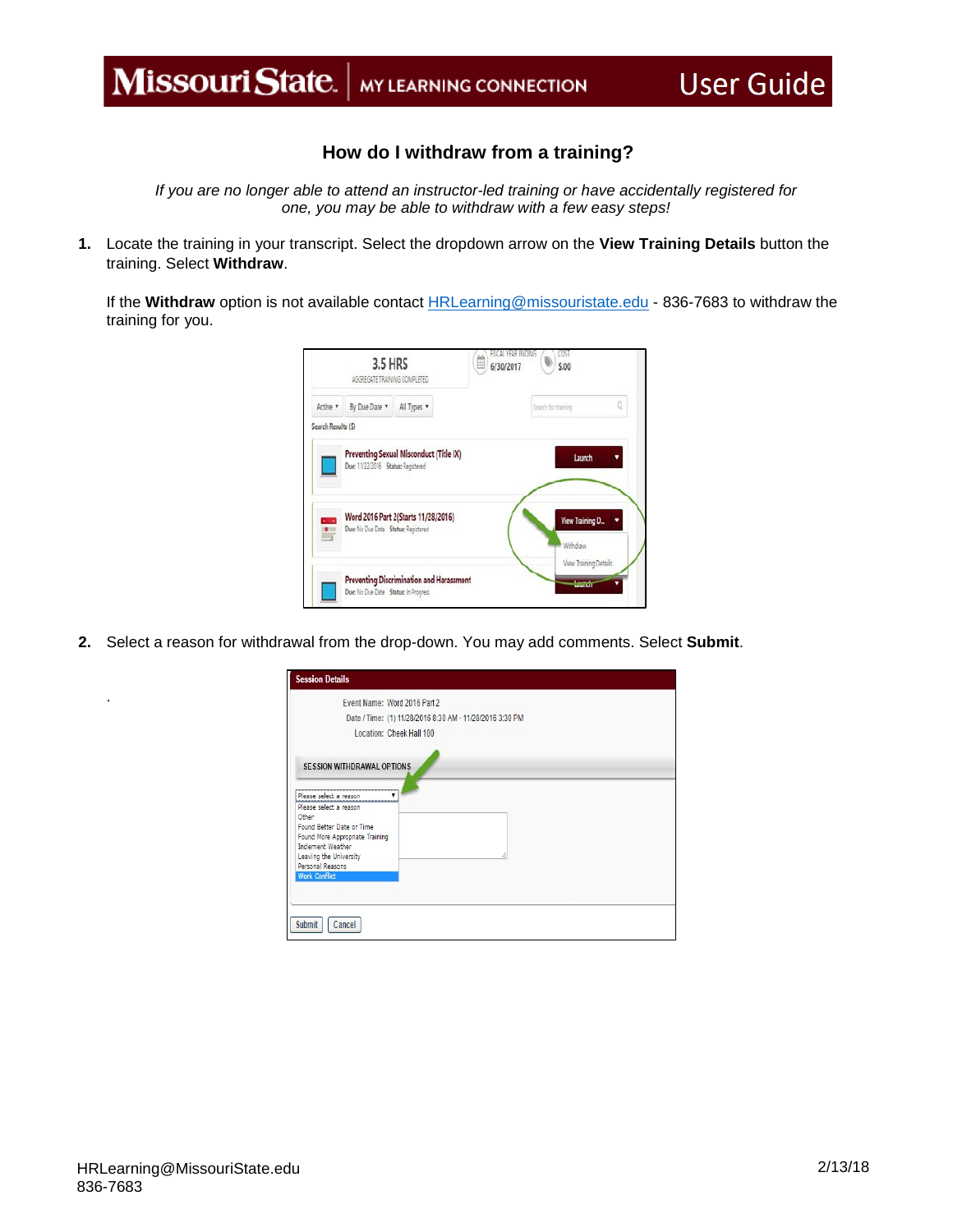Missouri State. | MY LEARNING CONNECTION — User Guide

## How do I withdraw from a training?

*If you are no longer able to attend an instructor-led training or have accidentally registered for one, you may be able to withdraw with a few easy steps!*

1. Locate the training in your transcript. Select the dropdown arrow on the **View Training Details** button the training. Select **Withdraw**.

   If the **Withdraw** option is not available contact HRLearning@missouristate.edu - 836-7683 to withdraw the training for you.

2. Select a reason for withdrawal from the drop-down. You may add comments. Select **Submit**.

.

HRLearning@MissouriState.edu
836-7683

2/13/18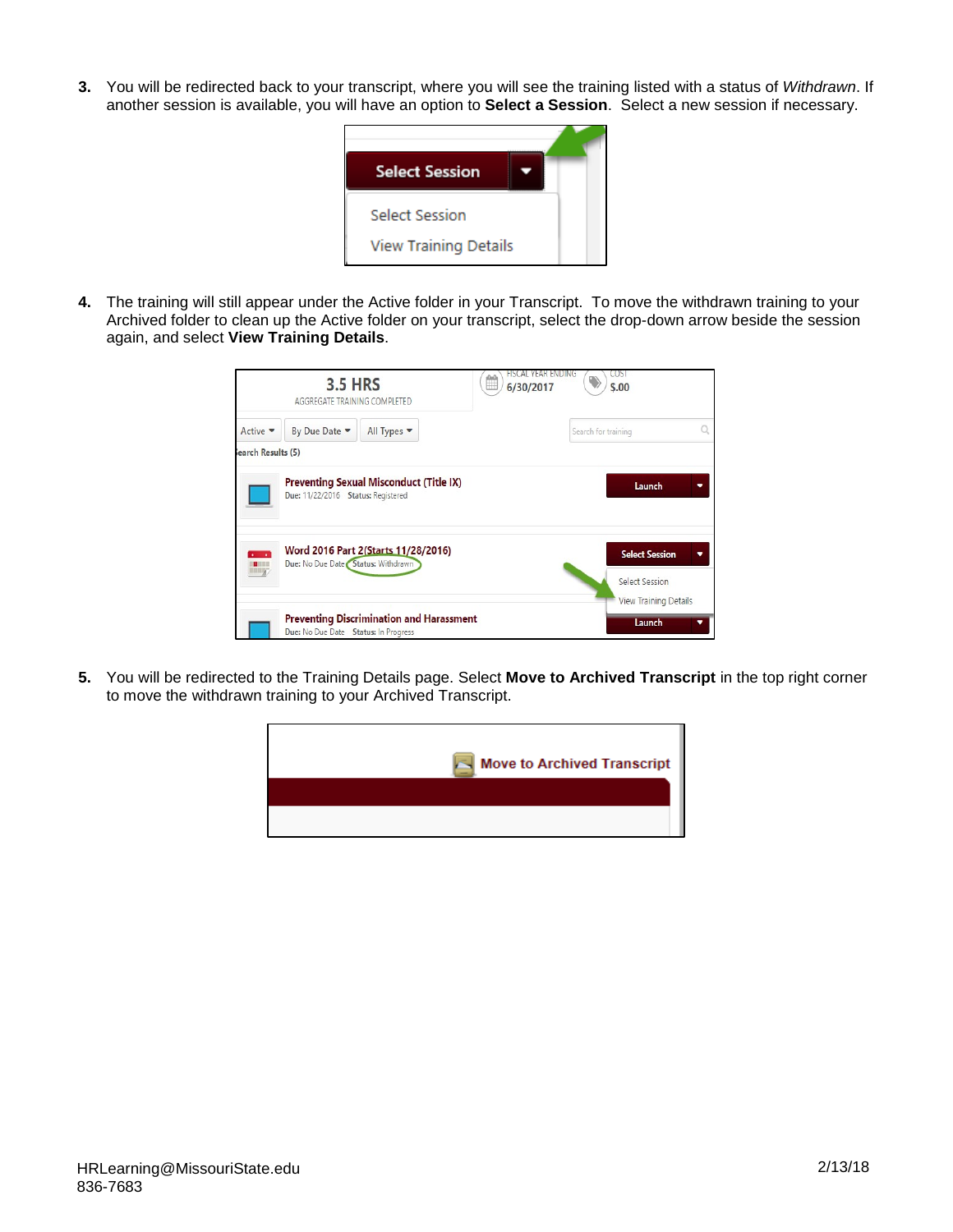3. You will be redirected back to your transcript, where you will see the training listed with a status of *Withdrawn*. If another session is available, you will have an option to **Select a Session**. Select a new session if necessary.

4. The training will still appear under the Active folder in your Transcript. To move the withdrawn training to your Archived folder to clean up the Active folder on your transcript, select the drop-down arrow beside the session again, and select **View Training Details**.

5. You will be redirected to the Training Details page. Select **Move to Archived Transcript** in the top right corner to move the withdrawn training to your Archived Transcript.

HRLearning@MissouriState.edu
836-7683

2/13/18